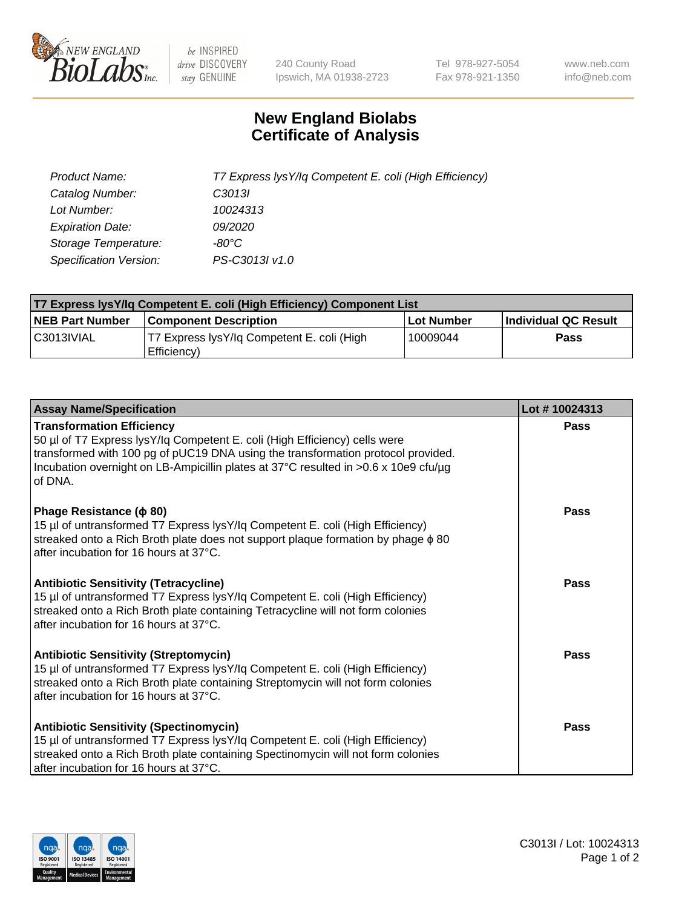# New England Biolabs Certificate of Analysis

| | |
|---|---|
| *Product Name:* | *T7 Express lysY/Iq Competent E. coli (High Efficiency)* |
| *Catalog Number:* | *C3013I* |
| *Lot Number:* | *10024313* |
| *Expiration Date:* | *09/2020* |
| *Storage Temperature:* | *-80°C* |
| *Specification Version:* | *PS-C3013I v1.0* |

| T7 Express lysY/Iq Competent E. coli (High Efficiency) Component List | | | |
|---|---|---|---|
| **NEB Part Number** | **Component Description** | **Lot Number** | **Individual QC Result** |
| C3013IVIAL | T7 Express lysY/Iq Competent E. coli (High Efficiency) | 10009044 | **Pass** |

| Assay Name/Specification | Lot # 10024313 |
|---|---|
| **Transformation Efficiency**<br>50 µl of T7 Express lysY/Iq Competent E. coli (High Efficiency) cells were transformed with 100 pg of pUC19 DNA using the transformation protocol provided. Incubation overnight on LB-Ampicillin plates at 37°C resulted in >0.6 x 10e9 cfu/µg of DNA. | **Pass** |
| **Phage Resistance (ϕ 80)**<br>15 µl of untransformed T7 Express lysY/Iq Competent E. coli (High Efficiency) streaked onto a Rich Broth plate does not support plaque formation by phage ϕ 80 after incubation for 16 hours at 37°C. | **Pass** |
| **Antibiotic Sensitivity (Tetracycline)**<br>15 µl of untransformed T7 Express lysY/Iq Competent E. coli (High Efficiency) streaked onto a Rich Broth plate containing Tetracycline will not form colonies after incubation for 16 hours at 37°C. | **Pass** |
| **Antibiotic Sensitivity (Streptomycin)**<br>15 µl of untransformed T7 Express lysY/Iq Competent E. coli (High Efficiency) streaked onto a Rich Broth plate containing Streptomycin will not form colonies after incubation for 16 hours at 37°C. | **Pass** |
| **Antibiotic Sensitivity (Spectinomycin)**<br>15 µl of untransformed T7 Express lysY/Iq Competent E. coli (High Efficiency) streaked onto a Rich Broth plate containing Spectinomycin will not form colonies after incubation for 16 hours at 37°C. | **Pass** |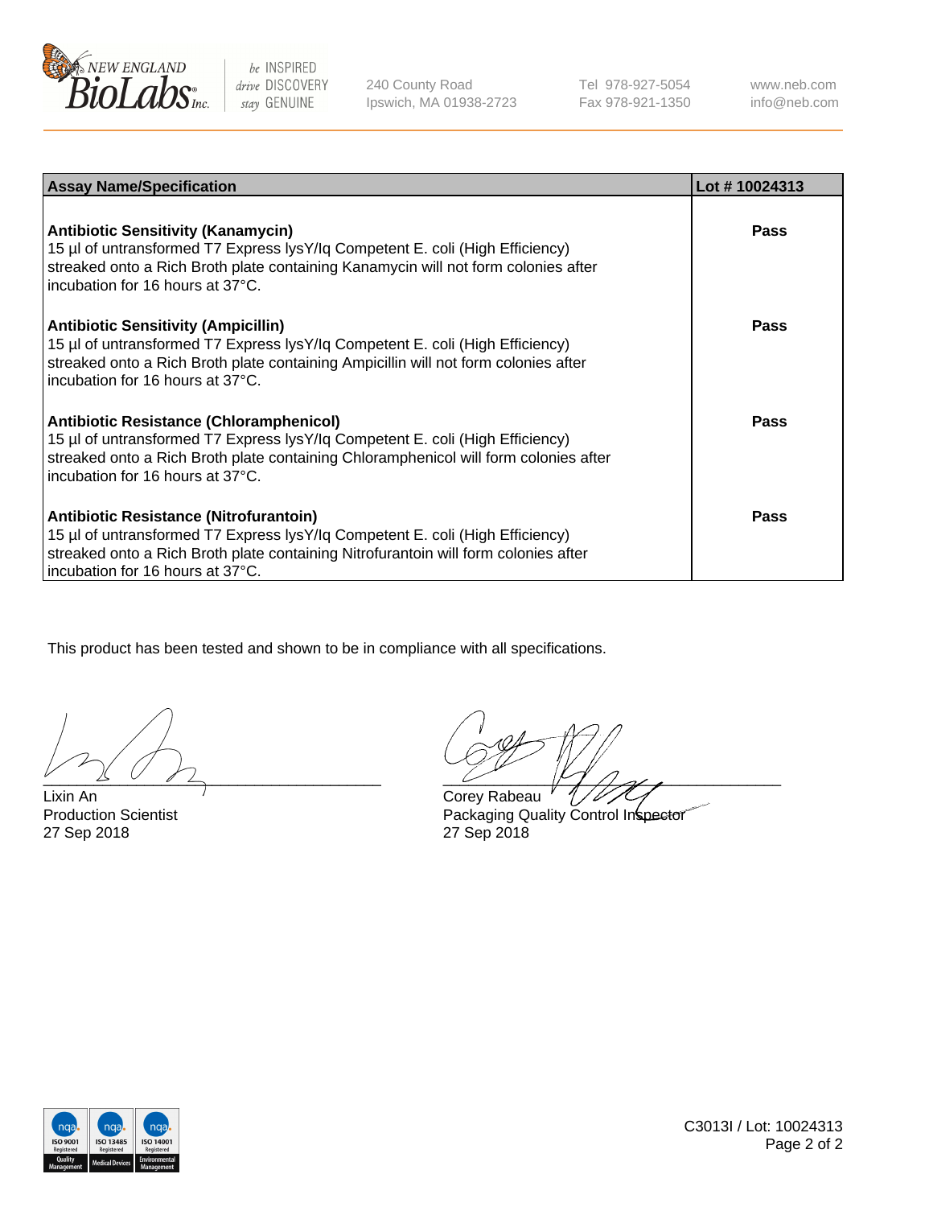| Assay Name/Specification | Lot # 10024313 |
| --- | --- |
| **Antibiotic Sensitivity (Kanamycin)**<br>15 µl of untransformed T7 Express lysY/Iq Competent E. coli (High Efficiency) streaked onto a Rich Broth plate containing Kanamycin will not form colonies after incubation for 16 hours at 37°C. | **Pass** |
| **Antibiotic Sensitivity (Ampicillin)**<br>15 µl of untransformed T7 Express lysY/Iq Competent E. coli (High Efficiency) streaked onto a Rich Broth plate containing Ampicillin will not form colonies after incubation for 16 hours at 37°C. | **Pass** |
| **Antibiotic Resistance (Chloramphenicol)**<br>15 µl of untransformed T7 Express lysY/Iq Competent E. coli (High Efficiency) streaked onto a Rich Broth plate containing Chloramphenicol will form colonies after incubation for 16 hours at 37°C. | **Pass** |
| **Antibiotic Resistance (Nitrofurantoin)**<br>15 µl of untransformed T7 Express lysY/Iq Competent E. coli (High Efficiency) streaked onto a Rich Broth plate containing Nitrofurantoin will form colonies after incubation for 16 hours at 37°C. | **Pass** |

This product has been tested and shown to be in compliance with all specifications.

Lixin An
Production Scientist
27 Sep 2018

Corey Rabeau
Packaging Quality Control Inspector
27 Sep 2018

C3013I / Lot: 10024313